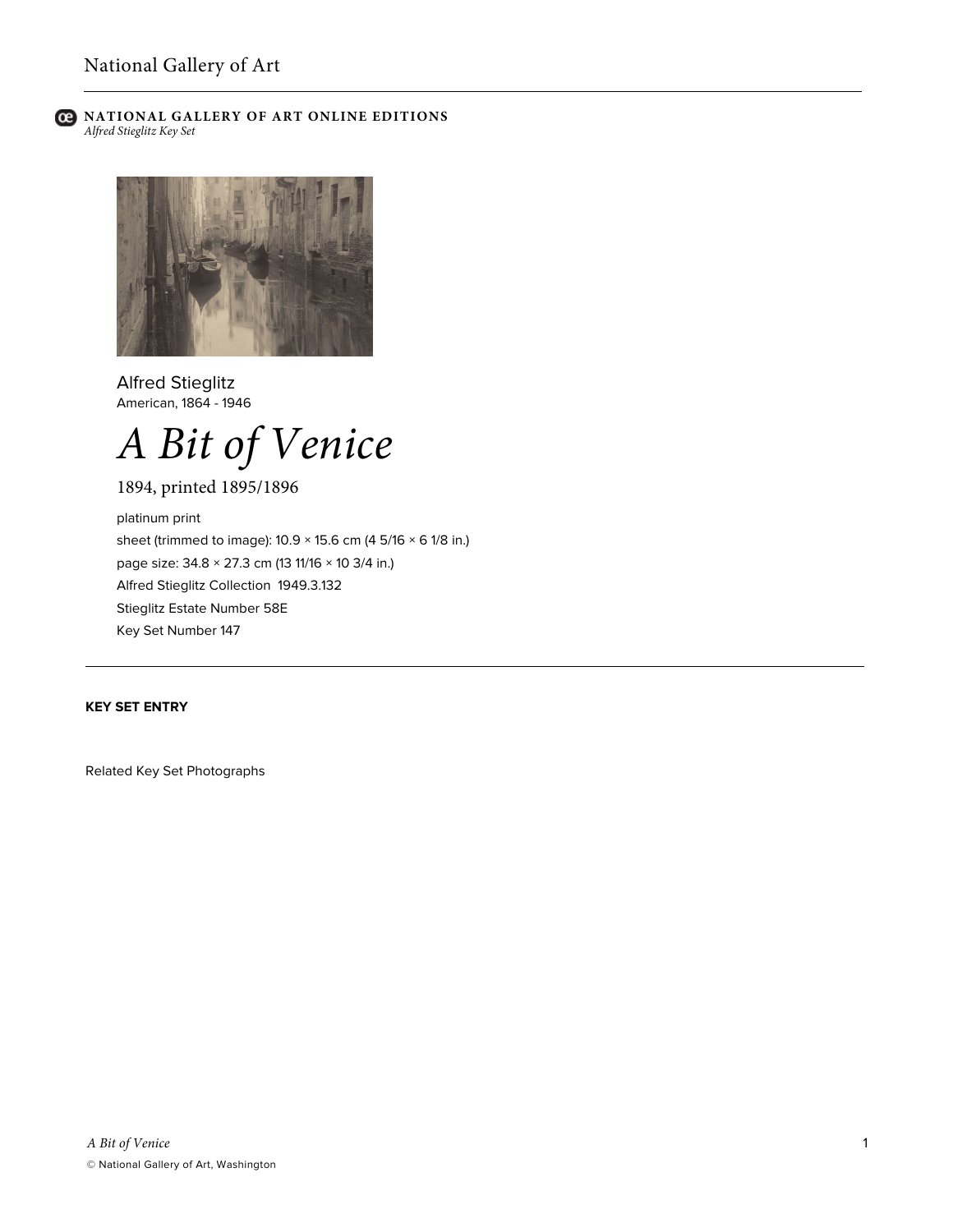**NATIONAL GALLERY OF ART ONLINE EDITIONS**
*Alfred Stieglitz Key Set*

Alfred Stieglitz
American, 1864 - 1946

# *A Bit of Venice*

1894, printed 1895/1896

platinum print
sheet (trimmed to image): 10.9 × 15.6 cm (4 5/16 × 6 1/8 in.)
page size: 34.8 × 27.3 cm (13 11/16 × 10 3/4 in.)
Alfred Stieglitz Collection 1949.3.132
Stieglitz Estate Number 58E
Key Set Number 147

---

**KEY SET ENTRY**

Related Key Set Photographs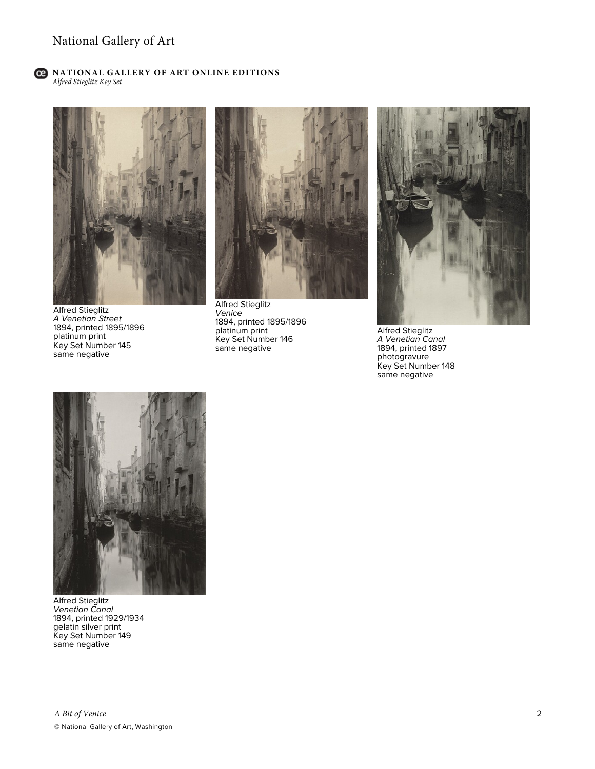Alfred Stieglitz
*A Venetian Street*
1894, printed 1895/1896
platinum print
Key Set Number 145
same negative

Alfred Stieglitz
*Venice*
1894, printed 1895/1896
platinum print
Key Set Number 146
same negative

Alfred Stieglitz
*A Venetian Canal*
1894, printed 1897
photogravure
Key Set Number 148
same negative

Alfred Stieglitz
*Venetian Canal*
1894, printed 1929/1934
gelatin silver print
Key Set Number 149
same negative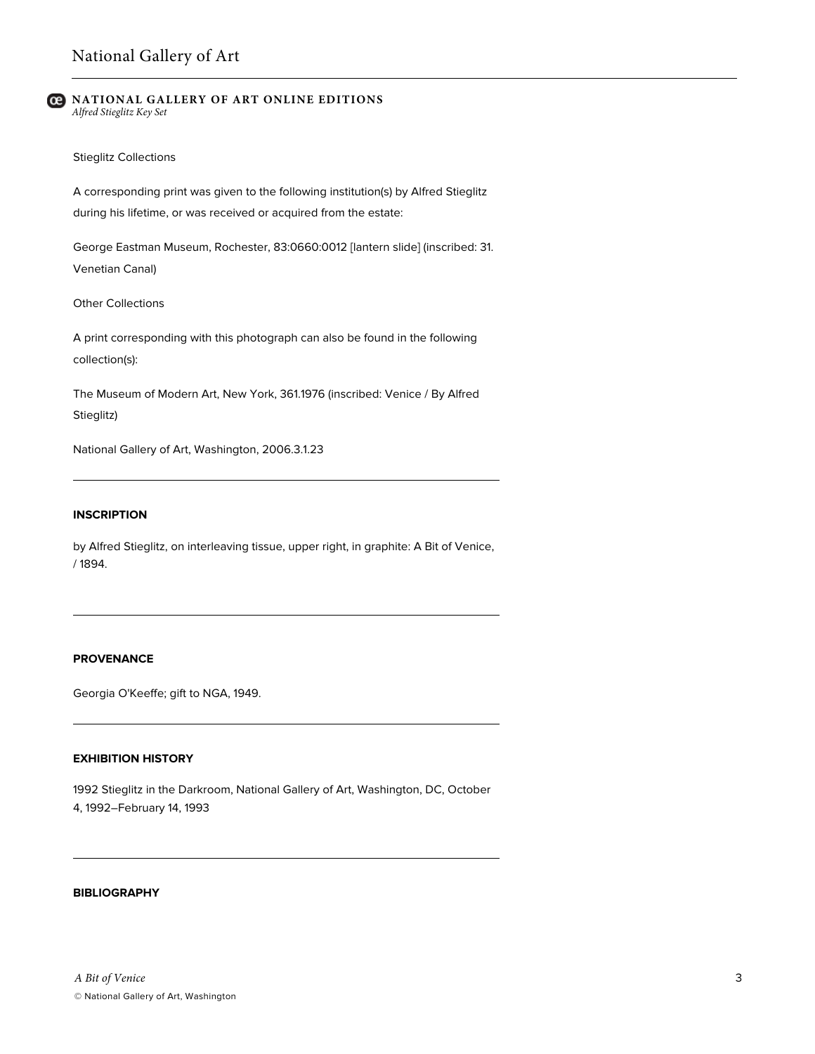Stieglitz Collections

A corresponding print was given to the following institution(s) by Alfred Stieglitz during his lifetime, or was received or acquired from the estate:

George Eastman Museum, Rochester, 83:0660:0012 [lantern slide] (inscribed: 31. Venetian Canal)

Other Collections

A print corresponding with this photograph can also be found in the following collection(s):

The Museum of Modern Art, New York, 361.1976 (inscribed: Venice / By Alfred Stieglitz)

National Gallery of Art, Washington, 2006.3.1.23

---

### INSCRIPTION

by Alfred Stieglitz, on interleaving tissue, upper right, in graphite: A Bit of Venice, / 1894.

---

### PROVENANCE

Georgia O'Keeffe; gift to NGA, 1949.

---

### EXHIBITION HISTORY

1992 Stieglitz in the Darkroom, National Gallery of Art, Washington, DC, October 4, 1992–February 14, 1993

---

### BIBLIOGRAPHY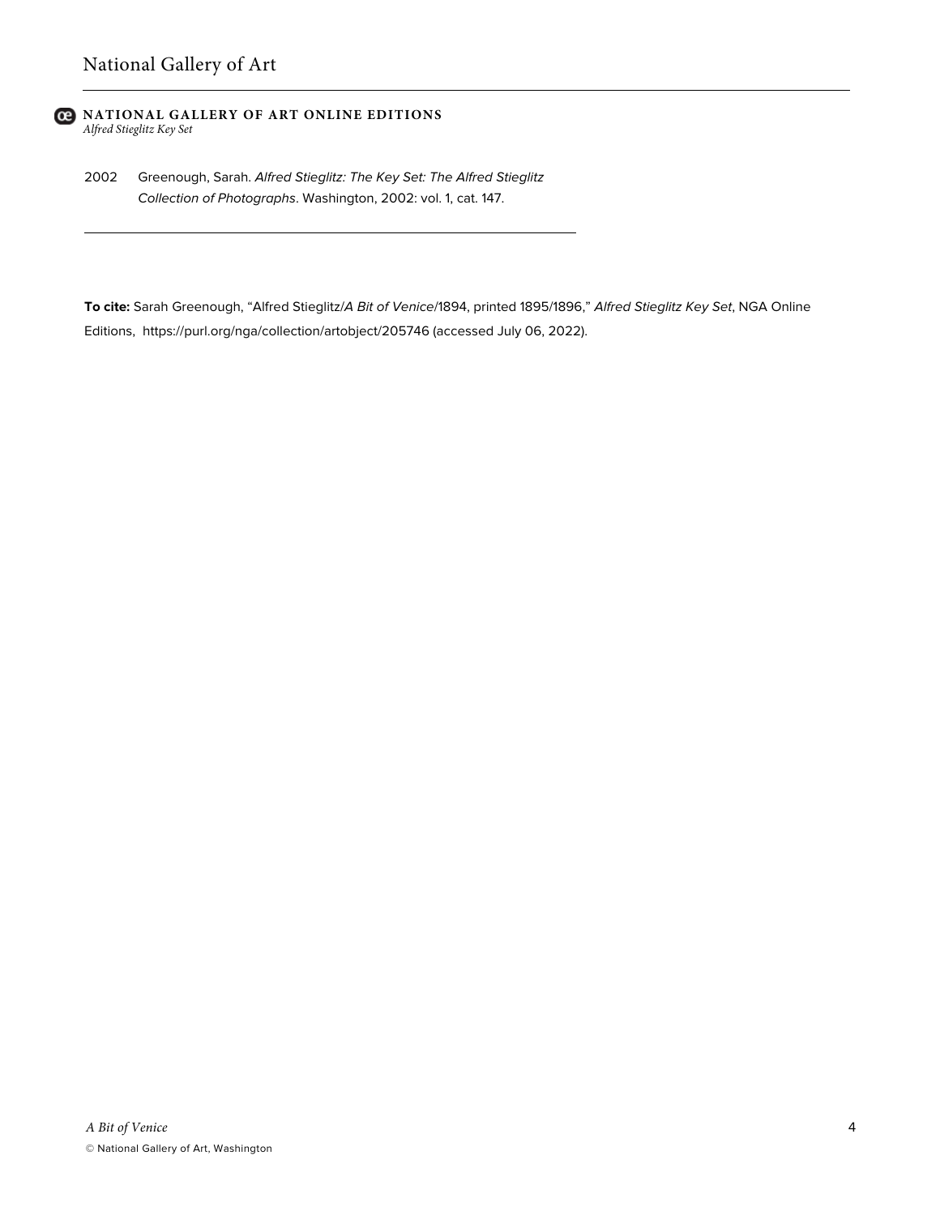2002 Greenough, Sarah. *Alfred Stieglitz: The Key Set: The Alfred Stieglitz Collection of Photographs*. Washington, 2002: vol. 1, cat. 147.

---

**To cite:** Sarah Greenough, "Alfred Stieglitz/*A Bit of Venice*/1894, printed 1895/1896," *Alfred Stieglitz Key Set*, NGA Online Editions, https://purl.org/nga/collection/artobject/205746 (accessed July 06, 2022).